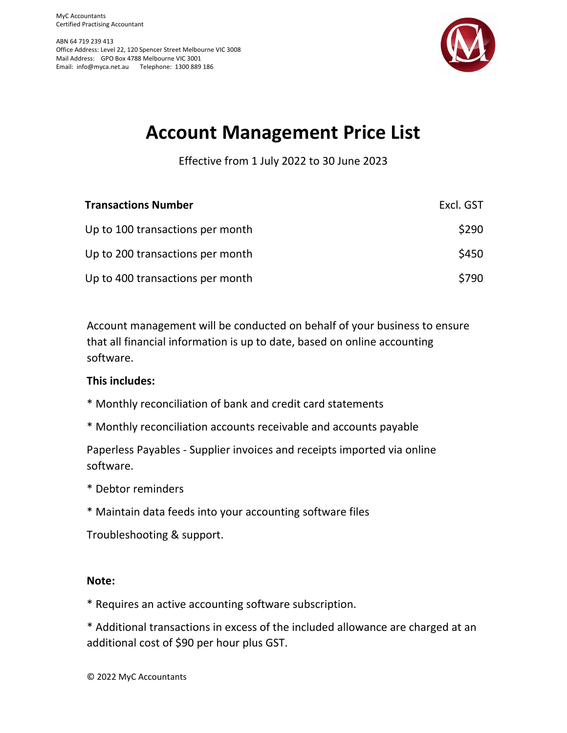MyC Accountants
Certified Practising Accountant

ABN 64 719 239 413
Office Address: Level 22, 120 Spencer Street Melbourne VIC 3008
Mail Address: GPO Box 4788 Melbourne VIC 3001
Email: info@myca.net.au Telephone: 1300 889 186

# Account Management Price List

Effective from 1 July 2022 to 30 June 2023

| **Transactions Number** | Excl. GST |
|---|---|
| Up to 100 transactions per month | $290 |
| Up to 200 transactions per month | $450 |
| Up to 400 transactions per month | $790 |

Account management will be conducted on behalf of your business to ensure that all financial information is up to date, based on online accounting software.

**This includes:**

* Monthly reconciliation of bank and credit card statements

* Monthly reconciliation accounts receivable and accounts payable

Paperless Payables - Supplier invoices and receipts imported via online software.

* Debtor reminders

* Maintain data feeds into your accounting software files

Troubleshooting & support.

**Note:**

* Requires an active accounting software subscription.

* Additional transactions in excess of the included allowance are charged at an additional cost of $90 per hour plus GST.

© 2022 MyC Accountants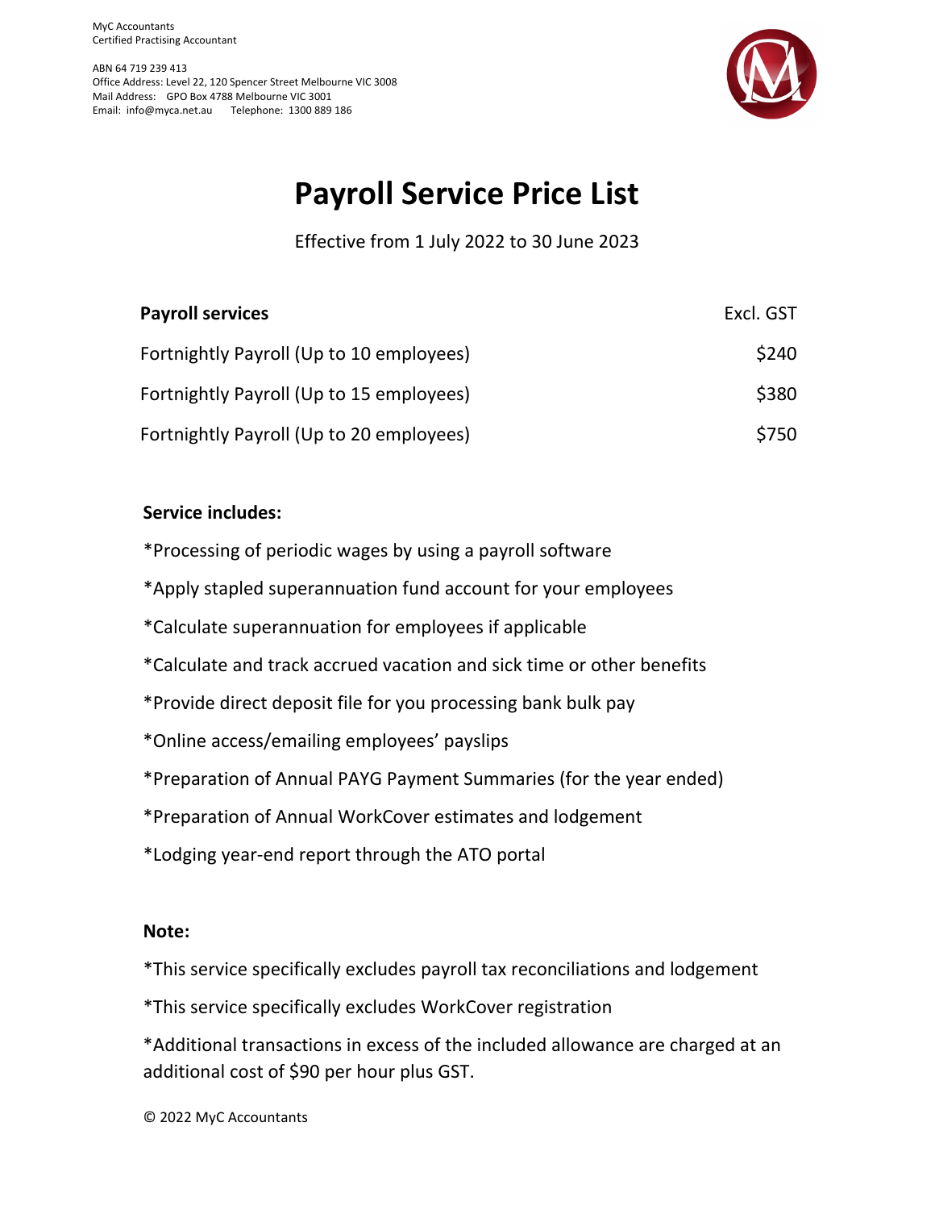MyC Accountants
Certified Practising Accountant

ABN 64 719 239 413
Office Address: Level 22, 120 Spencer Street Melbourne VIC 3008
Mail Address: GPO Box 4788 Melbourne VIC 3001
Email: info@myca.net.au Telephone: 1300 889 186

# Payroll Service Price List

Effective from 1 July 2022 to 30 June 2023

| Payroll services | Excl. GST |
|---|---|
| Fortnightly Payroll (Up to 10 employees) | $240 |
| Fortnightly Payroll (Up to 15 employees) | $380 |
| Fortnightly Payroll (Up to 20 employees) | $750 |

**Service includes:**

*Processing of periodic wages by using a payroll software

*Apply stapled superannuation fund account for your employees

*Calculate superannuation for employees if applicable

*Calculate and track accrued vacation and sick time or other benefits

*Provide direct deposit file for you processing bank bulk pay

*Online access/emailing employees' payslips

*Preparation of Annual PAYG Payment Summaries (for the year ended)

*Preparation of Annual WorkCover estimates and lodgement

*Lodging year-end report through the ATO portal

**Note:**

*This service specifically excludes payroll tax reconciliations and lodgement

*This service specifically excludes WorkCover registration

*Additional transactions in excess of the included allowance are charged at an additional cost of $90 per hour plus GST.

© 2022 MyC Accountants